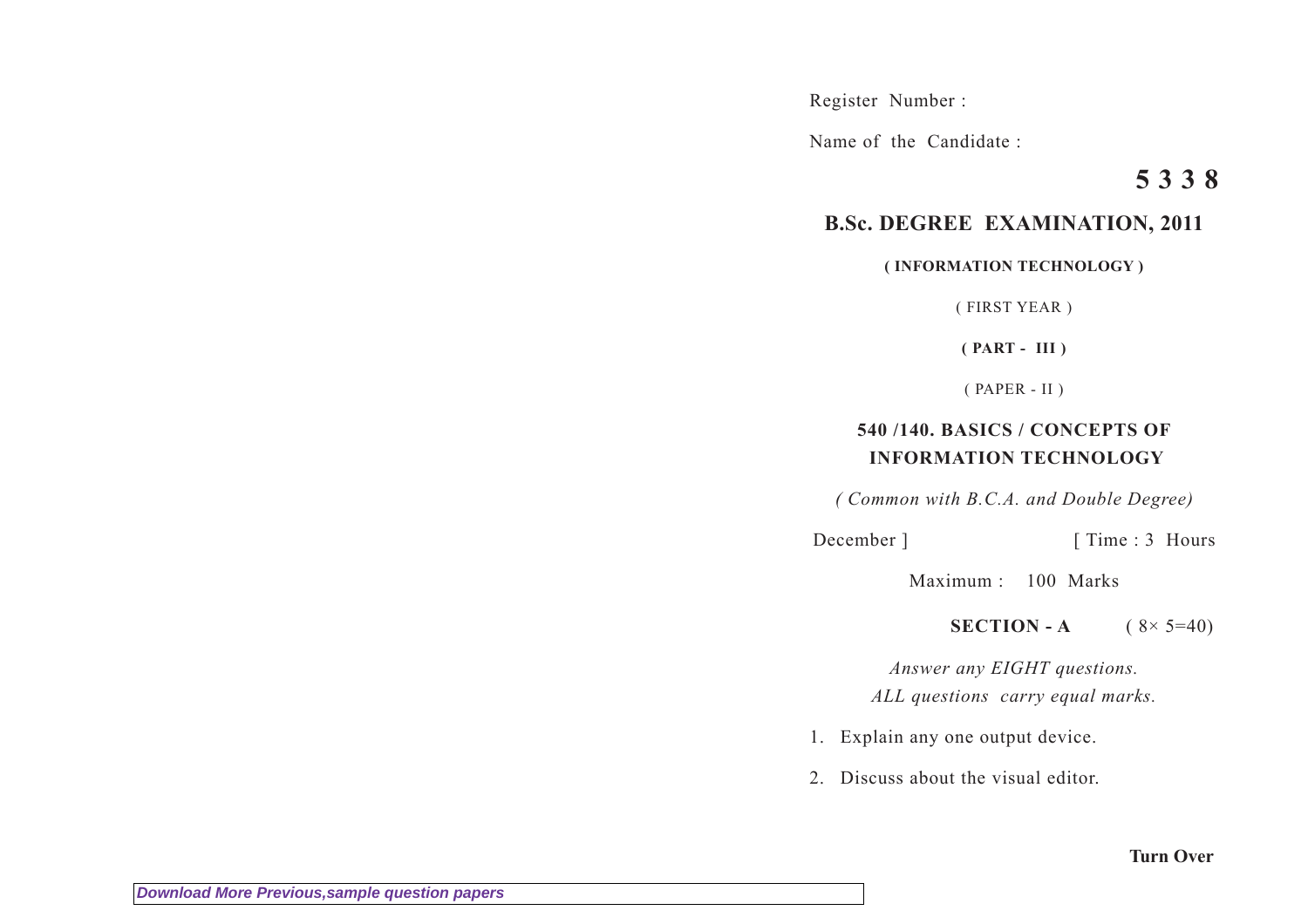Register Number :

Name of the Candidate :

**5 3 3 8**

## B.Sc. DEGREE EXAMINATION, 2011

**( INFORMATION TECHNOLOGY )**

( FIRST YEAR )

**( PART - III )**

( PAPER - II )

### 540 /140. BASICS / CONCEPTS OF INFORMATION TECHNOLOGY

*( Common with B.C.A. and Double Degree)*

December ] [ Time : 3 Hours

Maximum : 100 Marks

**SECTION - A** ( $8\times 5=40$)

*Answer any EIGHT questions.*

*ALL questions carry equal marks.*

1. Explain any one output device.
2. Discuss about the visual editor.

**Turn Over**

Download More Previous,sample question papers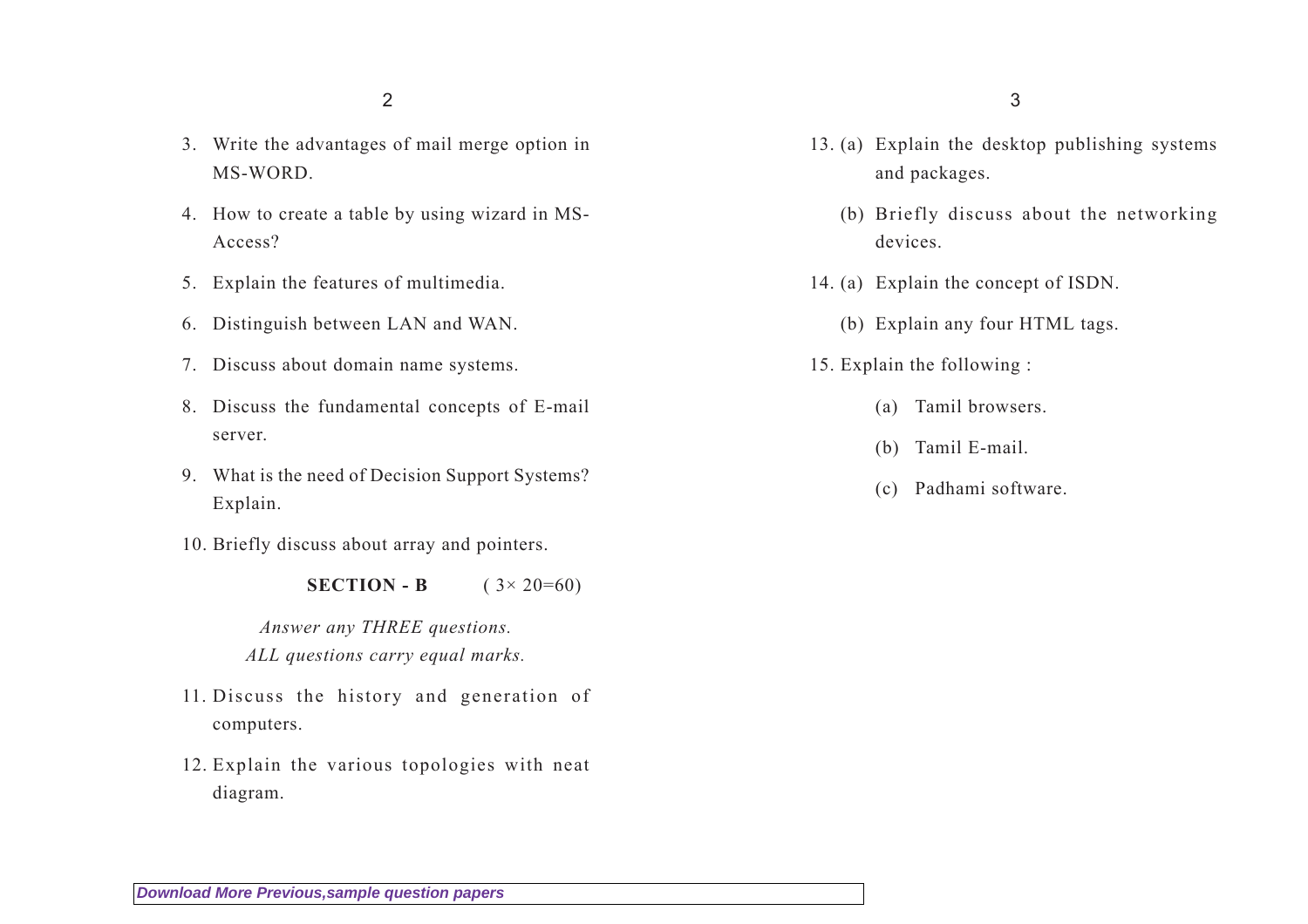3. Write the advantages of mail merge option in MS-WORD.

4. How to create a table by using wizard in MS-Access?

5. Explain the features of multimedia.

6. Distinguish between LAN and WAN.

7. Discuss about domain name systems.

8. Discuss the fundamental concepts of E-mail server.

9. What is the need of Decision Support Systems? Explain.

10. Briefly discuss about array and pointers.

**SECTION - B** ( 3× 20=60)

*Answer any THREE questions.*
*ALL questions carry equal marks.*

11. Discuss the history and generation of computers.

12. Explain the various topologies with neat diagram.

13. (a) Explain the desktop publishing systems and packages.

    (b) Briefly discuss about the networking devices.

14. (a) Explain the concept of ISDN.

    (b) Explain any four HTML tags.

15. Explain the following :

    (a) Tamil browsers.

    (b) Tamil E-mail.

    (c) Padhami software.

Download More Previous,sample question papers